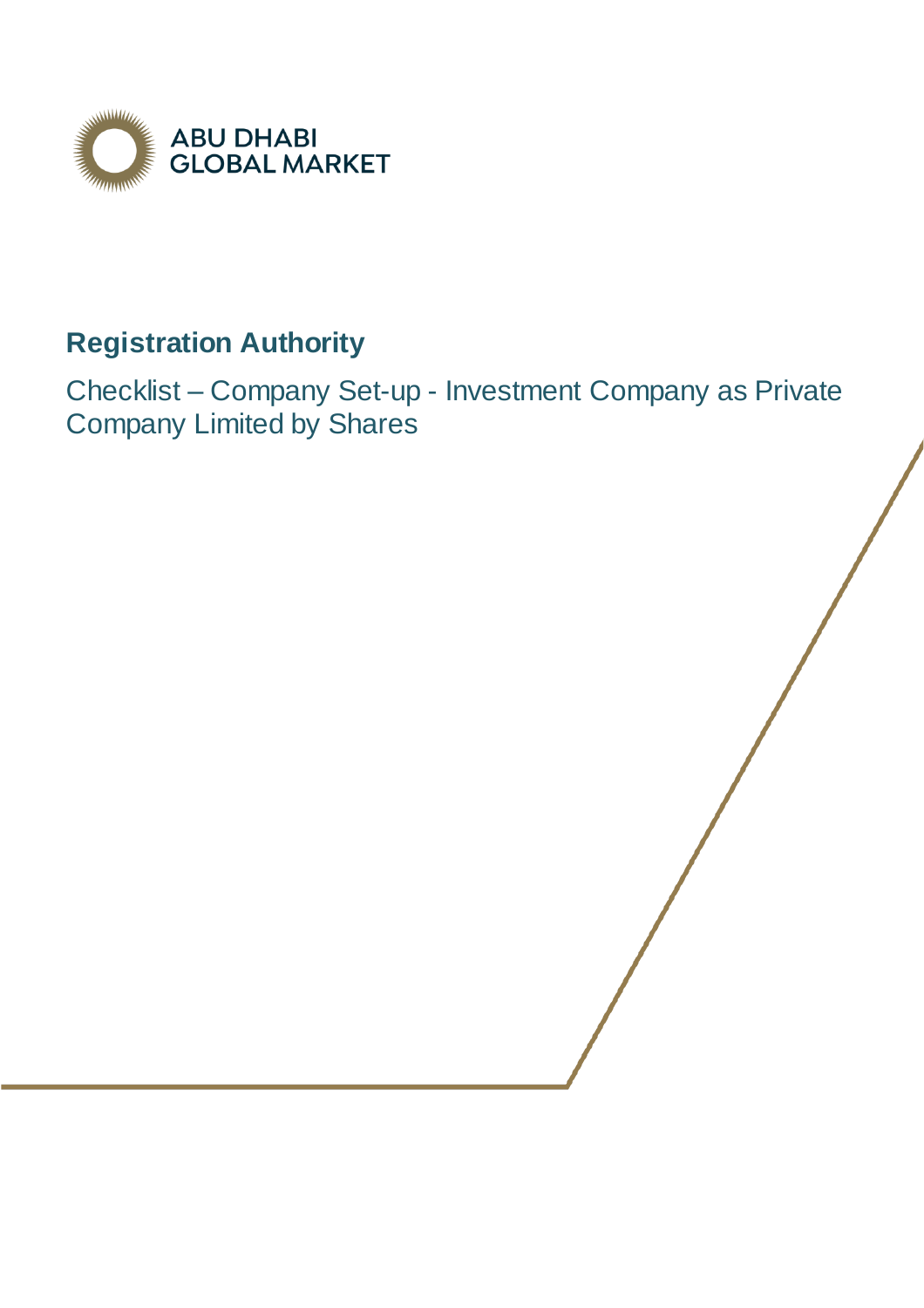ABU DHABI GLOBAL MARKET

# Registration Authority

## Checklist – Company Set-up - Investment Company as Private Company Limited by Shares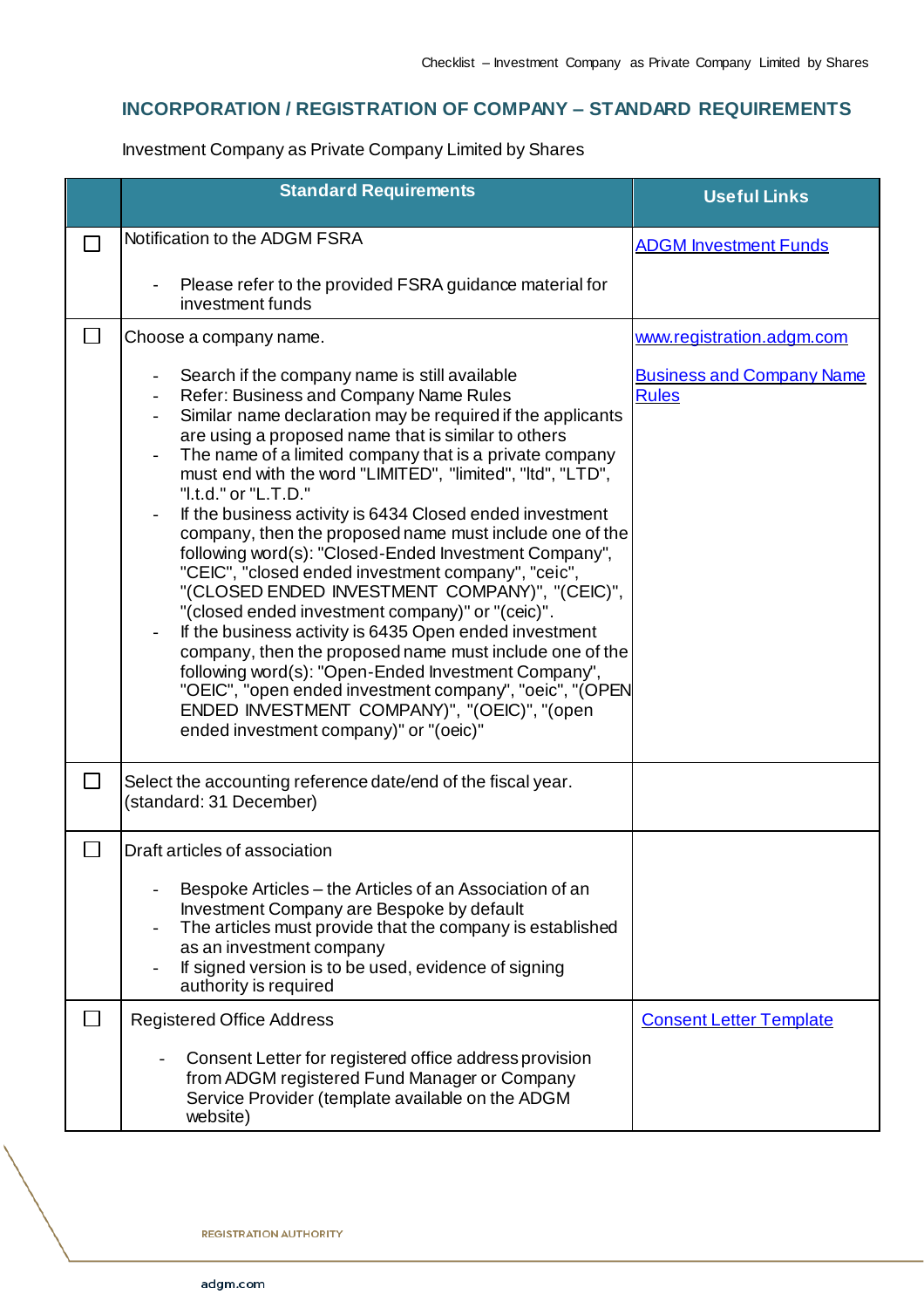## INCORPORATION / REGISTRATION OF COMPANY – STANDARD REQUIREMENTS

Investment Company as Private Company Limited by Shares

| | Standard Requirements | Useful Links |
|---|---|---|
| ☐ | Notification to the ADGM FSRA<br><br>- Please refer to the provided FSRA guidance material for investment funds | ADGM Investment Funds |
| ☐ | Choose a company name.<br><br>- Search if the company name is still available<br>- Refer: Business and Company Name Rules<br>- Similar name declaration may be required if the applicants are using a proposed name that is similar to others<br>- The name of a limited company that is a private company must end with the word "LIMITED", "limited", "ltd", "LTD", "l.t.d." or "L.T.D."<br>- If the business activity is 6434 Closed ended investment company, then the proposed name must include one of the following word(s): "Closed-Ended Investment Company", "CEIC", "closed ended investment company", "ceic", "(CLOSED ENDED INVESTMENT COMPANY)", "(CEIC)", "(closed ended investment company)" or "(ceic)".<br>- If the business activity is 6435 Open ended investment company, then the proposed name must include one of the following word(s): "Open-Ended Investment Company", "OEIC", "open ended investment company", "oeic", "(OPEN ENDED INVESTMENT COMPANY)", "(OEIC)", "(open ended investment company)" or "(oeic)" | www.registration.adgm.com<br><br>Business and Company Name Rules |
| ☐ | Select the accounting reference date/end of the fiscal year. (standard: 31 December) | |
| ☐ | Draft articles of association<br><br>- Bespoke Articles – the Articles of an Association of an Investment Company are Bespoke by default<br>- The articles must provide that the company is established as an investment company<br>- If signed version is to be used, evidence of signing authority is required | |
| ☐ | Registered Office Address<br><br>- Consent Letter for registered office address provision from ADGM registered Fund Manager or Company Service Provider (template available on the ADGM website) | Consent Letter Template |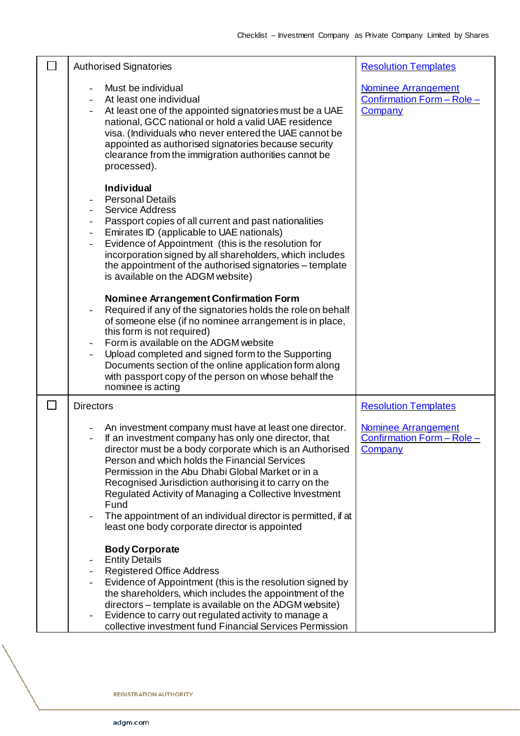| | | |
|---|---|---|
| ☐ | Authorised Signatories<br><br>- Must be individual<br>- At least one individual<br>- At least one of the appointed signatories must be a UAE national, GCC national or hold a valid UAE residence visa. (Individuals who never entered the UAE cannot be appointed as authorised signatories because security clearance from the immigration authorities cannot be processed).<br><br>**Individual**<br>- Personal Details<br>- Service Address<br>- Passport copies of all current and past nationalities<br>- Emirates ID (applicable to UAE nationals)<br>- Evidence of Appointment (this is the resolution for incorporation signed by all shareholders, which includes the appointment of the authorised signatories – template is available on the ADGM website)<br><br>**Nominee Arrangement Confirmation Form**<br>- Required if any of the signatories holds the role on behalf of someone else (if no nominee arrangement is in place, this form is not required)<br>- Form is available on the ADGM website<br>- Upload completed and signed form to the Supporting Documents section of the online application form along with passport copy of the person on whose behalf the nominee is acting | Resolution Templates<br><br>Nominee Arrangement Confirmation Form – Role – Company |
| ☐ | Directors<br><br>- An investment company must have at least one director.<br>- If an investment company has only one director, that director must be a body corporate which is an Authorised Person and which holds the Financial Services Permission in the Abu Dhabi Global Market or in a Recognised Jurisdiction authorising it to carry on the Regulated Activity of Managing a Collective Investment Fund<br>- The appointment of an individual director is permitted, if at least one body corporate director is appointed<br><br>**Body Corporate**<br>- Entity Details<br>- Registered Office Address<br>- Evidence of Appointment (this is the resolution signed by the shareholders, which includes the appointment of the directors – template is available on the ADGM website)<br>- Evidence to carry out regulated activity to manage a collective investment fund Financial Services Permission | Resolution Templates<br><br>Nominee Arrangement Confirmation Form – Role – Company |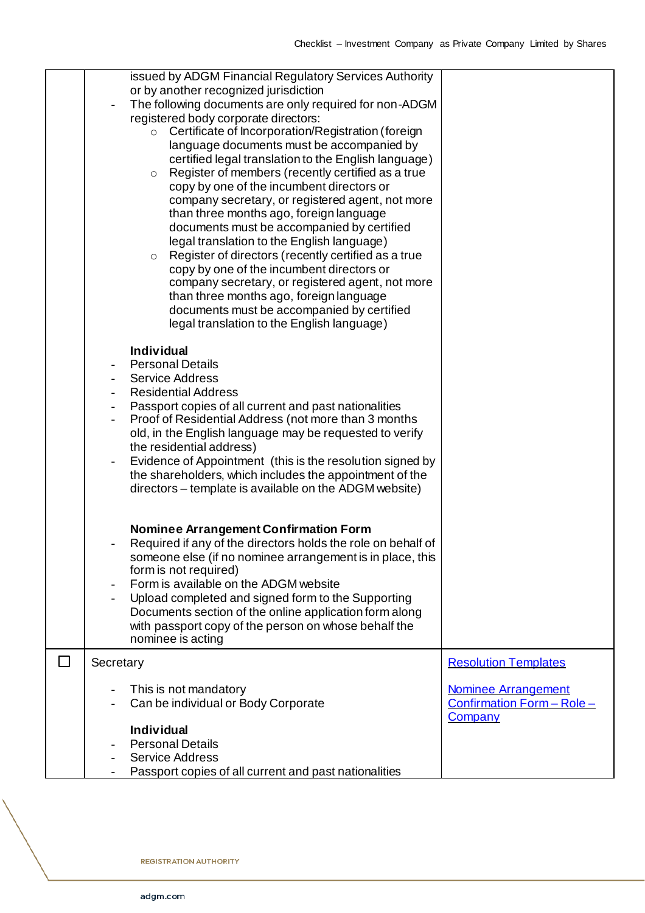| | | |
|---|---|---|
| | issued by ADGM Financial Regulatory Services Authority or by another recognized jurisdiction<br>- The following documents are only required for non-ADGM registered body corporate directors:<br>&nbsp;&nbsp;○ Certificate of Incorporation/Registration (foreign language documents must be accompanied by certified legal translation to the English language)<br>&nbsp;&nbsp;○ Register of members (recently certified as a true copy by one of the incumbent directors or company secretary, or registered agent, not more than three months ago, foreign language documents must be accompanied by certified legal translation to the English language)<br>&nbsp;&nbsp;○ Register of directors (recently certified as a true copy by one of the incumbent directors or company secretary, or registered agent, not more than three months ago, foreign language documents must be accompanied by certified legal translation to the English language)<br><br>**Individual**<br>- Personal Details<br>- Service Address<br>- Residential Address<br>- Passport copies of all current and past nationalities<br>- Proof of Residential Address (not more than 3 months old, in the English language may be requested to verify the residential address)<br>- Evidence of Appointment (this is the resolution signed by the shareholders, which includes the appointment of the directors – template is available on the ADGM website)<br><br>**Nominee Arrangement Confirmation Form**<br>- Required if any of the directors holds the role on behalf of someone else (if no nominee arrangement is in place, this form is not required)<br>- Form is available on the ADGM website<br>- Upload completed and signed form to the Supporting Documents section of the online application form along with passport copy of the person on whose behalf the nominee is acting | |
| ☐ | Secretary<br><br>- This is not mandatory<br>- Can be individual or Body Corporate<br><br>**Individual**<br>- Personal Details<br>- Service Address<br>- Passport copies of all current and past nationalities | Resolution Templates<br><br>Nominee Arrangement Confirmation Form – Role – Company |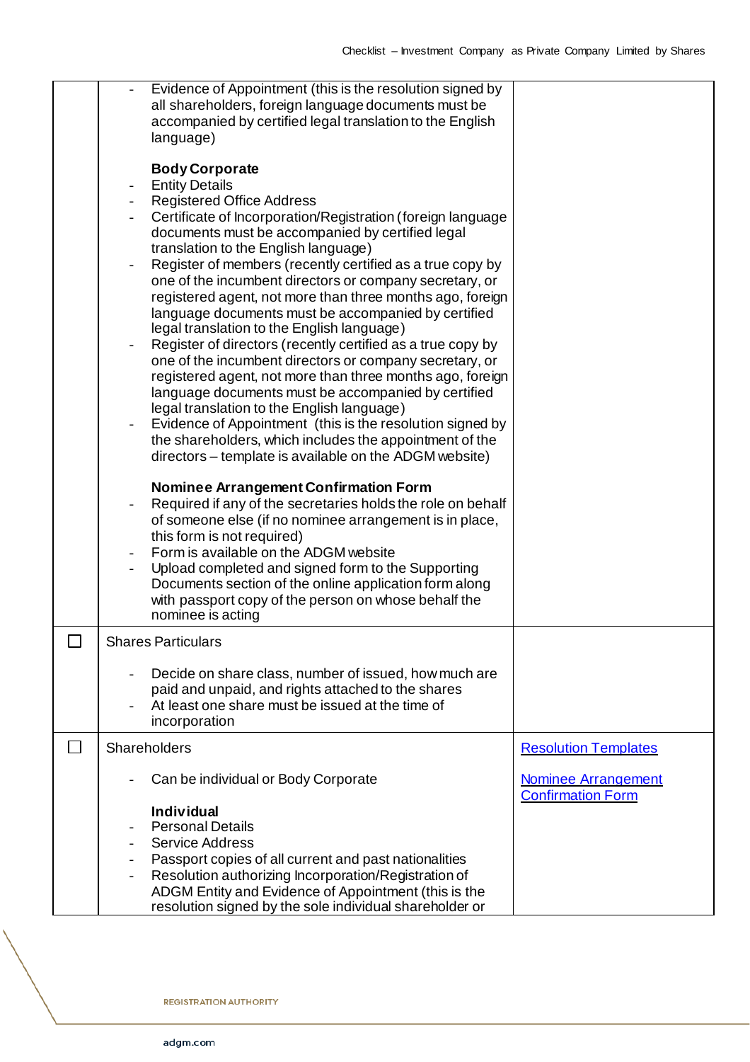| | | |
|---|---|---|
| | - Evidence of Appointment (this is the resolution signed by all shareholders, foreign language documents must be accompanied by certified legal translation to the English language)<br><br>**Body Corporate**<br>- Entity Details<br>- Registered Office Address<br>- Certificate of Incorporation/Registration (foreign language documents must be accompanied by certified legal translation to the English language)<br>- Register of members (recently certified as a true copy by one of the incumbent directors or company secretary, or registered agent, not more than three months ago, foreign language documents must be accompanied by certified legal translation to the English language)<br>- Register of directors (recently certified as a true copy by one of the incumbent directors or company secretary, or registered agent, not more than three months ago, foreign language documents must be accompanied by certified legal translation to the English language)<br>- Evidence of Appointment (this is the resolution signed by the shareholders, which includes the appointment of the directors – template is available on the ADGM website)<br><br>**Nominee Arrangement Confirmation Form**<br>- Required if any of the secretaries holds the role on behalf of someone else (if no nominee arrangement is in place, this form is not required)<br>- Form is available on the ADGM website<br>- Upload completed and signed form to the Supporting Documents section of the online application form along with passport copy of the person on whose behalf the nominee is acting | |
| ☐ | Shares Particulars<br><br>- Decide on share class, number of issued, how much are paid and unpaid, and rights attached to the shares<br>- At least one share must be issued at the time of incorporation | |
| ☐ | Shareholders<br><br>- Can be individual or Body Corporate<br><br>**Individual**<br>- Personal Details<br>- Service Address<br>- Passport copies of all current and past nationalities<br>- Resolution authorizing Incorporation/Registration of ADGM Entity and Evidence of Appointment (this is the resolution signed by the sole individual shareholder or | Resolution Templates<br><br>Nominee Arrangement Confirmation Form |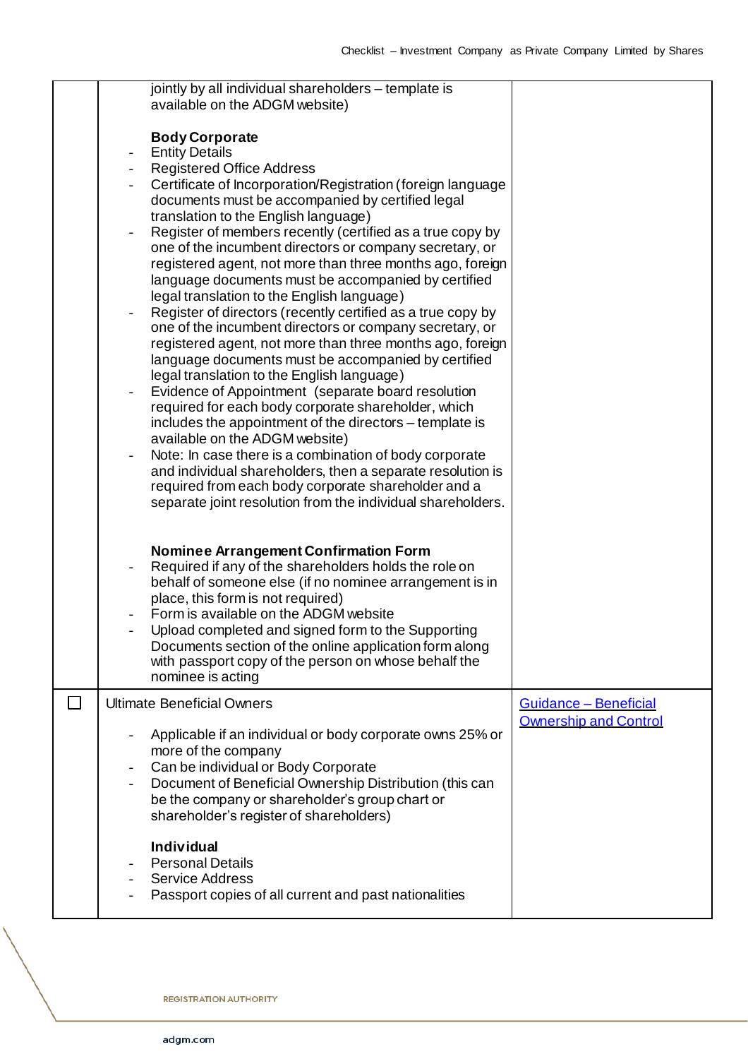| | | |
|---|---|---|
| | jointly by all individual shareholders – template is available on the ADGM website)<br><br>**Body Corporate**<br>- Entity Details<br>- Registered Office Address<br>- Certificate of Incorporation/Registration (foreign language documents must be accompanied by certified legal translation to the English language)<br>- Register of members recently (certified as a true copy by one of the incumbent directors or company secretary, or registered agent, not more than three months ago, foreign language documents must be accompanied by certified legal translation to the English language)<br>- Register of directors (recently certified as a true copy by one of the incumbent directors or company secretary, or registered agent, not more than three months ago, foreign language documents must be accompanied by certified legal translation to the English language)<br>- Evidence of Appointment (separate board resolution required for each body corporate shareholder, which includes the appointment of the directors – template is available on the ADGM website)<br>- Note: In case there is a combination of body corporate and individual shareholders, then a separate resolution is required from each body corporate shareholder and a separate joint resolution from the individual shareholders.<br><br>**Nominee Arrangement Confirmation Form**<br>- Required if any of the shareholders holds the role on behalf of someone else (if no nominee arrangement is in place, this form is not required)<br>- Form is available on the ADGM website<br>- Upload completed and signed form to the Supporting Documents section of the online application form along with passport copy of the person on whose behalf the nominee is acting | |
| ☐ | Ultimate Beneficial Owners<br><br>- Applicable if an individual or body corporate owns 25% or more of the company<br>- Can be individual or Body Corporate<br>- Document of Beneficial Ownership Distribution (this can be the company or shareholder's group chart or shareholder's register of shareholders)<br><br>**Individual**<br>- Personal Details<br>- Service Address<br>- Passport copies of all current and past nationalities | Guidance – Beneficial Ownership and Control |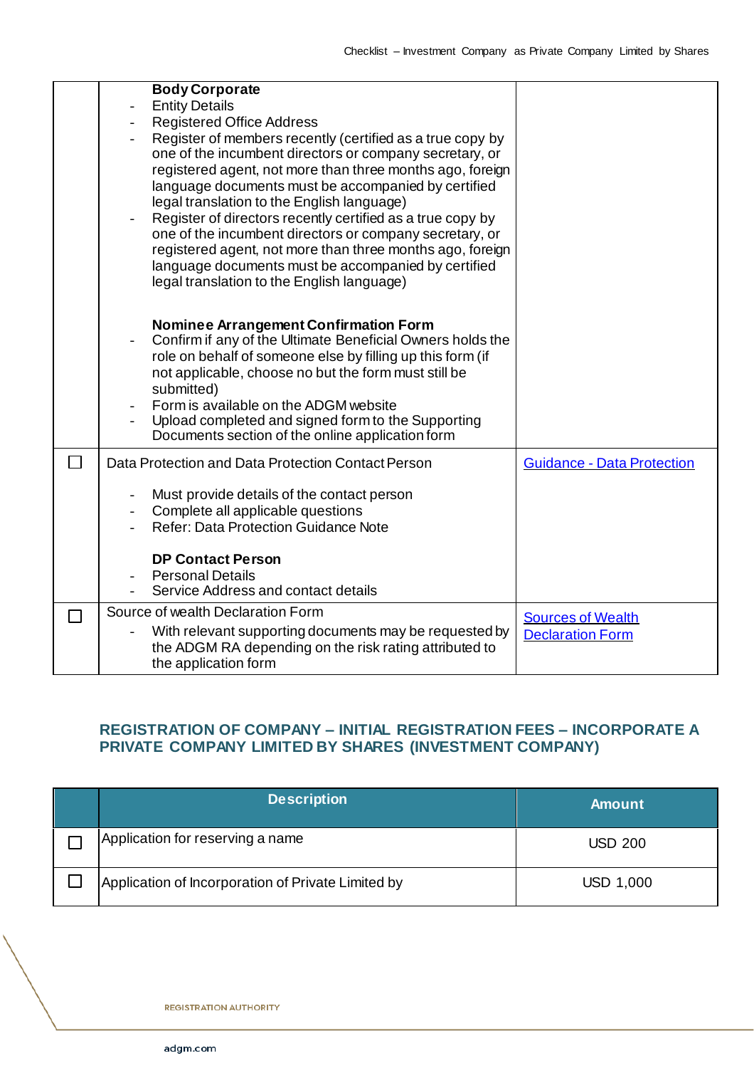| | | |
|---|---|---|
| | **Body Corporate**<br>- Entity Details<br>- Registered Office Address<br>- Register of members recently (certified as a true copy by one of the incumbent directors or company secretary, or registered agent, not more than three months ago, foreign language documents must be accompanied by certified legal translation to the English language)<br>- Register of directors recently certified as a true copy by one of the incumbent directors or company secretary, or registered agent, not more than three months ago, foreign language documents must be accompanied by certified legal translation to the English language)<br><br>**Nominee Arrangement Confirmation Form**<br>- Confirm if any of the Ultimate Beneficial Owners holds the role on behalf of someone else by filling up this form (if not applicable, choose no but the form must still be submitted)<br>- Form is available on the ADGM website<br>- Upload completed and signed form to the Supporting Documents section of the online application form | |
| ☐ | Data Protection and Data Protection Contact Person<br><br>- Must provide details of the contact person<br>- Complete all applicable questions<br>- Refer: Data Protection Guidance Note<br><br>**DP Contact Person**<br>- Personal Details<br>- Service Address and contact details | Guidance - Data Protection |
| ☐ | Source of wealth Declaration Form<br>- With relevant supporting documents may be requested by the ADGM RA depending on the risk rating attributed to the application form | Sources of Wealth Declaration Form |

## REGISTRATION OF COMPANY – INITIAL REGISTRATION FEES – INCORPORATE A PRIVATE COMPANY LIMITED BY SHARES (INVESTMENT COMPANY)

| | Description | Amount |
|---|---|---|
| ☐ | Application for reserving a name | USD 200 |
| ☐ | Application of Incorporation of Private Limited by | USD 1,000 |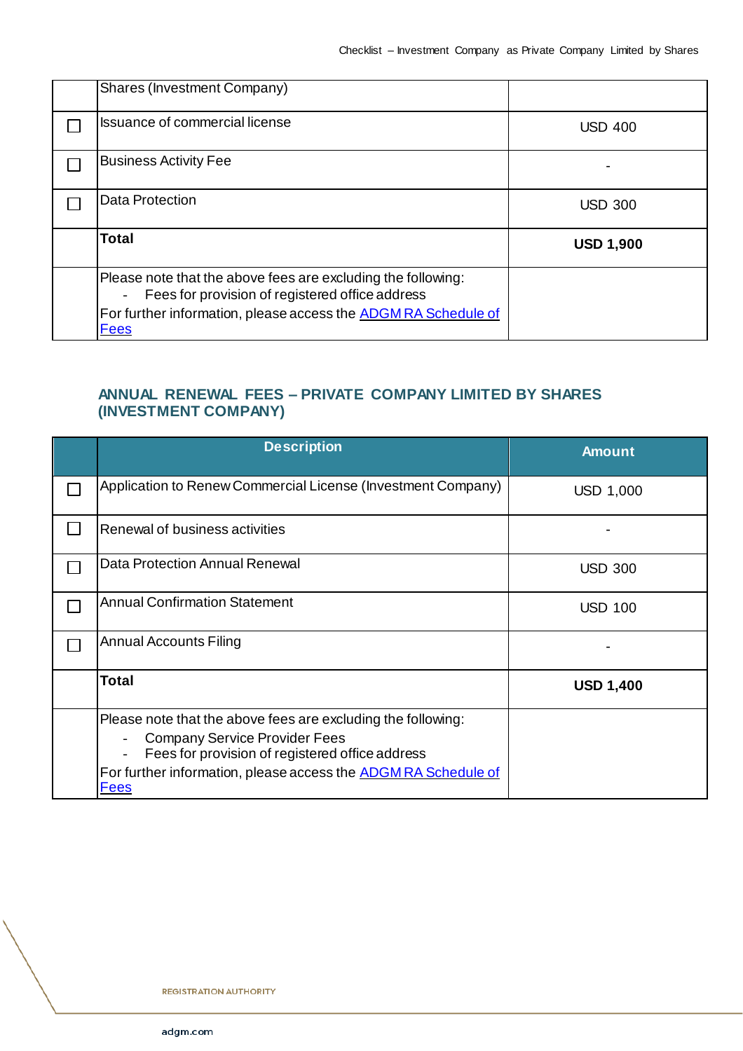| | | |
|---|---|---|
| | Shares (Investment Company) | |
| ☐ | Issuance of commercial license | USD 400 |
| ☐ | Business Activity Fee | - |
| ☐ | Data Protection | USD 300 |
| | **Total** | **USD 1,900** |
| | Please note that the above fees are excluding the following:<br>- Fees for provision of registered office address<br>For further information, please access the [ADGM RA Schedule of Fees]() | |

## ANNUAL RENEWAL FEES – PRIVATE COMPANY LIMITED BY SHARES (INVESTMENT COMPANY)

| | Description | Amount |
|---|---|---|
| ☐ | Application to Renew Commercial License (Investment Company) | USD 1,000 |
| ☐ | Renewal of business activities | - |
| ☐ | Data Protection Annual Renewal | USD 300 |
| ☐ | Annual Confirmation Statement | USD 100 |
| ☐ | Annual Accounts Filing | - |
| | **Total** | **USD 1,400** |
| | Please note that the above fees are excluding the following:<br>- Company Service Provider Fees<br>- Fees for provision of registered office address<br>For further information, please access the [ADGM RA Schedule of Fees]() | |